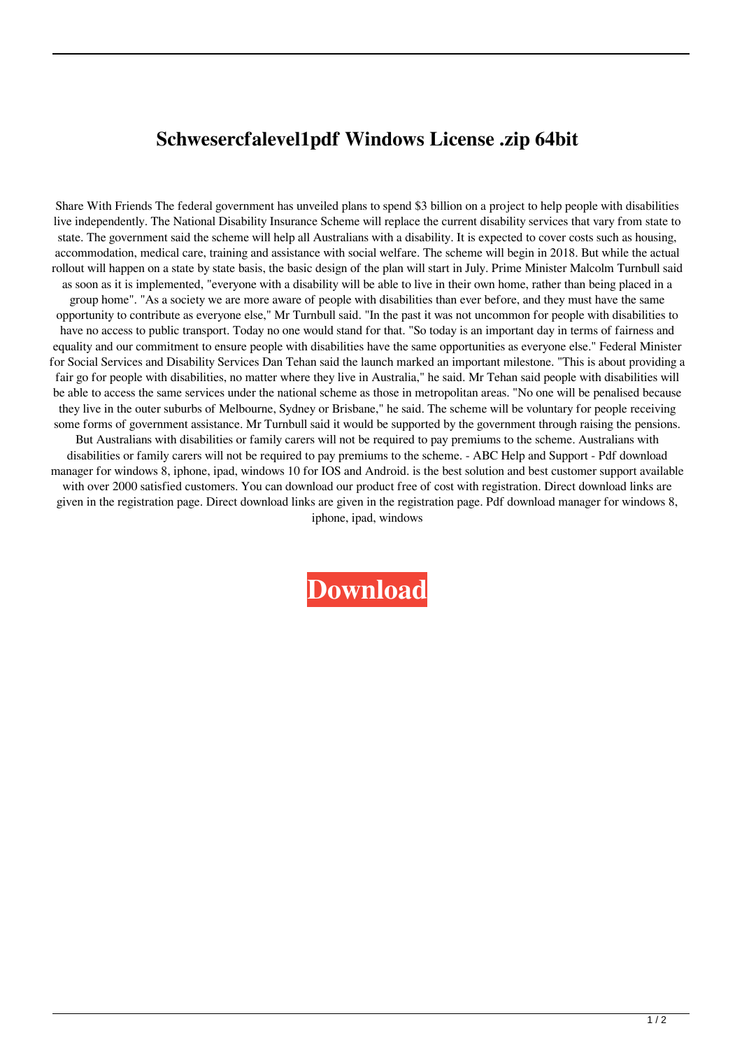# Schwesercfalevel1pdf Windows License .zip 64bit

Share With Friends The federal government has unveiled plans to spend $3 billion on a project to help people with disabilities live independently. The National Disability Insurance Scheme will replace the current disability services that vary from state to state. The government said the scheme will help all Australians with a disability. It is expected to cover costs such as housing, accommodation, medical care, training and assistance with social welfare. The scheme will begin in 2018. But while the actual rollout will happen on a state by state basis, the basic design of the plan will start in July. Prime Minister Malcolm Turnbull said as soon as it is implemented, "everyone with a disability will be able to live in their own home, rather than being placed in a group home". "As a society we are more aware of people with disabilities than ever before, and they must have the same opportunity to contribute as everyone else," Mr Turnbull said. "In the past it was not uncommon for people with disabilities to have no access to public transport. Today no one would stand for that. "So today is an important day in terms of fairness and equality and our commitment to ensure people with disabilities have the same opportunities as everyone else." Federal Minister for Social Services and Disability Services Dan Tehan said the launch marked an important milestone. "This is about providing a fair go for people with disabilities, no matter where they live in Australia," he said. Mr Tehan said people with disabilities will be able to access the same services under the national scheme as those in metropolitan areas. "No one will be penalised because they live in the outer suburbs of Melbourne, Sydney or Brisbane," he said. The scheme will be voluntary for people receiving some forms of government assistance. Mr Turnbull said it would be supported by the government through raising the pensions. But Australians with disabilities or family carers will not be required to pay premiums to the scheme. Australians with disabilities or family carers will not be required to pay premiums to the scheme. - ABC Help and Support - Pdf download manager for windows 8, iphone, ipad, windows 10 for IOS and Android. is the best solution and best customer support available with over 2000 satisfied customers. You can download our product free of cost with registration. Direct download links are given in the registration page. Direct download links are given in the registration page. Pdf download manager for windows 8, iphone, ipad, windows

**Download**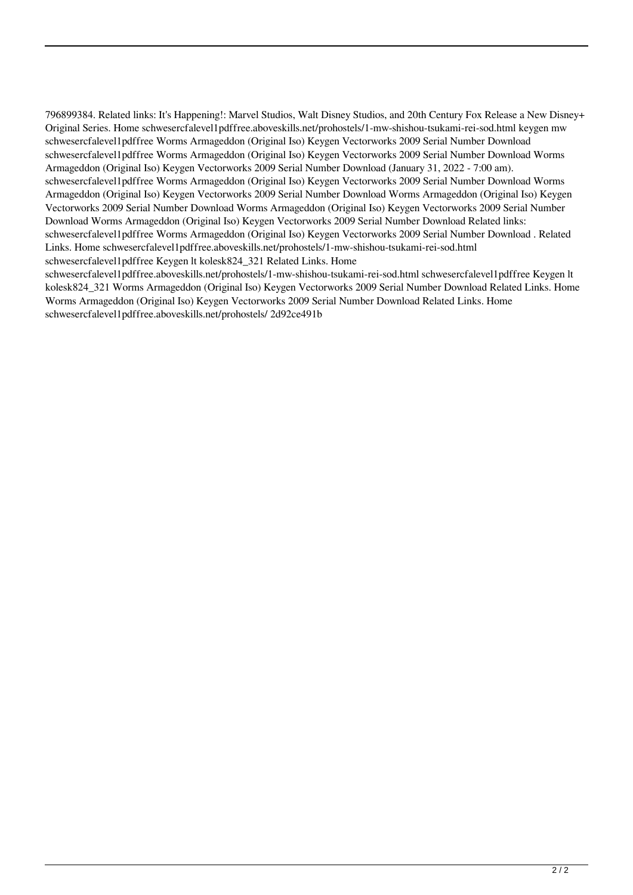796899384. Related links: It's Happening!: Marvel Studios, Walt Disney Studios, and 20th Century Fox Release a New Disney+ Original Series. Home schwesercfalevel1pdffree.aboveskills.net/prohostels/1-mw-shishou-tsukami-rei-sod.html keygen mw schwesercfalevel1pdffree Worms Armageddon (Original Iso) Keygen Vectorworks 2009 Serial Number Download schwesercfalevel1pdffree Worms Armageddon (Original Iso) Keygen Vectorworks 2009 Serial Number Download Worms Armageddon (Original Iso) Keygen Vectorworks 2009 Serial Number Download (January 31, 2022 - 7:00 am). schwesercfalevel1pdffree Worms Armageddon (Original Iso) Keygen Vectorworks 2009 Serial Number Download Worms Armageddon (Original Iso) Keygen Vectorworks 2009 Serial Number Download Worms Armageddon (Original Iso) Keygen Vectorworks 2009 Serial Number Download Worms Armageddon (Original Iso) Keygen Vectorworks 2009 Serial Number Download Worms Armageddon (Original Iso) Keygen Vectorworks 2009 Serial Number Download Related links: schwesercfalevel1pdffree Worms Armageddon (Original Iso) Keygen Vectorworks 2009 Serial Number Download . Related Links. Home schwesercfalevel1pdffree.aboveskills.net/prohostels/1-mw-shishou-tsukami-rei-sod.html schwesercfalevel1pdffree Keygen lt kolesk824_321 Related Links. Home schwesercfalevel1pdffree.aboveskills.net/prohostels/1-mw-shishou-tsukami-rei-sod.html schwesercfalevel1pdffree Keygen lt kolesk824_321 Worms Armageddon (Original Iso) Keygen Vectorworks 2009 Serial Number Download Related Links. Home Worms Armageddon (Original Iso) Keygen Vectorworks 2009 Serial Number Download Related Links. Home schwesercfalevel1pdffree.aboveskills.net/prohostels/ 2d92ce491b